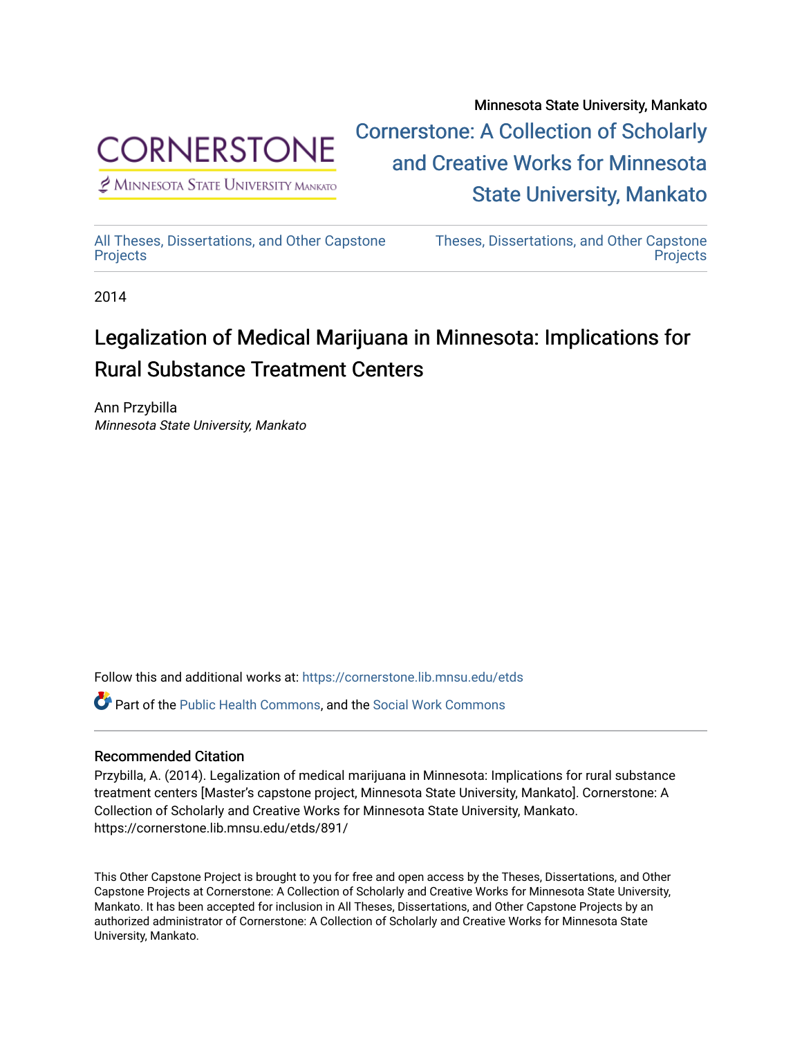Minnesota State University, Mankato

CORNERSTONE
Minnesota State University Mankato

Cornerstone: A Collection of Scholarly and Creative Works for Minnesota State University, Mankato

All Theses, Dissertations, and Other Capstone Projects

Theses, Dissertations, and Other Capstone Projects

2014

# Legalization of Medical Marijuana in Minnesota: Implications for Rural Substance Treatment Centers

Ann Przybilla
*Minnesota State University, Mankato*

Follow this and additional works at: https://cornerstone.lib.mnsu.edu/etds

Part of the Public Health Commons, and the Social Work Commons

### Recommended Citation

Przybilla, A. (2014). Legalization of medical marijuana in Minnesota: Implications for rural substance treatment centers [Master's capstone project, Minnesota State University, Mankato]. Cornerstone: A Collection of Scholarly and Creative Works for Minnesota State University, Mankato. https://cornerstone.lib.mnsu.edu/etds/891/

This Other Capstone Project is brought to you for free and open access by the Theses, Dissertations, and Other Capstone Projects at Cornerstone: A Collection of Scholarly and Creative Works for Minnesota State University, Mankato. It has been accepted for inclusion in All Theses, Dissertations, and Other Capstone Projects by an authorized administrator of Cornerstone: A Collection of Scholarly and Creative Works for Minnesota State University, Mankato.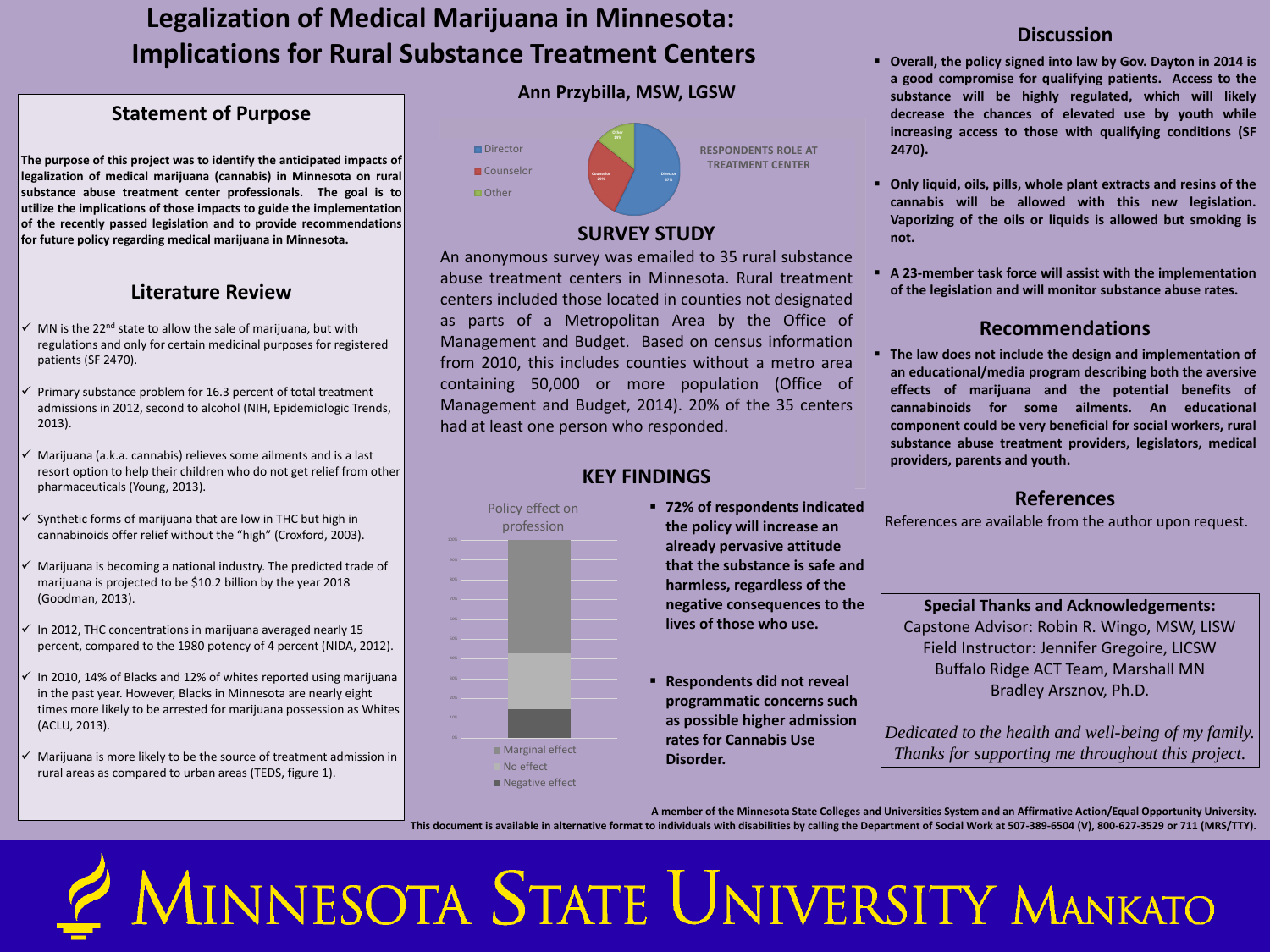# Legalization of Medical Marijuana in Minnesota: Implications for Rural Substance Treatment Centers

**Ann Przybilla, MSW, LGSW**

## Statement of Purpose

**The purpose of this project was to identify the anticipated impacts of legalization of medical marijuana (cannabis) in Minnesota on rural substance abuse treatment center professionals. The goal is to utilize the implications of those impacts to guide the implementation of the recently passed legislation and to provide recommendations for future policy regarding medical marijuana in Minnesota.**

## Literature Review

- ✓ MN is the 22nd state to allow the sale of marijuana, but with regulations and only for certain medicinal purposes for registered patients (SF 2470).
- ✓ Primary substance problem for 16.3 percent of total treatment admissions in 2012, second to alcohol (NIH, Epidemiologic Trends, 2013).
- ✓ Marijuana (a.k.a. cannabis) relieves some ailments and is a last resort option to help their children who do not get relief from other pharmaceuticals (Young, 2013).
- ✓ Synthetic forms of marijuana that are low in THC but high in cannabinoids offer relief without the "high" (Croxford, 2003).
- ✓ Marijuana is becoming a national industry. The predicted trade of marijuana is projected to be $10.2 billion by the year 2018 (Goodman, 2013).
- ✓ In 2012, THC concentrations in marijuana averaged nearly 15 percent, compared to the 1980 potency of 4 percent (NIDA, 2012).
- ✓ In 2010, 14% of Blacks and 12% of whites reported using marijuana in the past year. However, Blacks in Minnesota are nearly eight times more likely to be arrested for marijuana possession as Whites (ACLU, 2013).
- ✓ Marijuana is more likely to be the source of treatment admission in rural areas as compared to urban areas (TEDS, figure 1).

RESPONDENTS ROLE AT TREATMENT CENTER

Director

Counselor

Other

Director 57%

Counselor 29%

Other 14%

## SURVEY STUDY

An anonymous survey was emailed to 35 rural substance abuse treatment centers in Minnesota. Rural treatment centers included those located in counties not designated as parts of a Metropolitan Area by the Office of Management and Budget. Based on census information from 2010, this includes counties without a metro area containing 50,000 or more population (Office of Management and Budget, 2014). 20% of the 35 centers had at least one person who responded.

## KEY FINDINGS

Policy effect on profession

100%

90%

80%

70%

60%

50%

40%

30%

20%

10%

0%

Marginal effect

No effect

Negative effect

- **72% of respondents indicated the policy will increase an already pervasive attitude that the substance is safe and harmless, regardless of the negative consequences to the lives of those who use.**
- **Respondents did not reveal programmatic concerns such as possible higher admission rates for Cannabis Use Disorder.**

## Discussion

- **Overall, the policy signed into law by Gov. Dayton in 2014 is a good compromise for qualifying patients. Access to the substance will be highly regulated, which will likely decrease the chances of elevated use by youth while increasing access to those with qualifying conditions (SF 2470).**
- **Only liquid, oils, pills, whole plant extracts and resins of the cannabis will be allowed with this new legislation. Vaporizing of the oils or liquids is allowed but smoking is not.**
- **A 23-member task force will assist with the implementation of the legislation and will monitor substance abuse rates.**

## Recommendations

- **The law does not include the design and implementation of an educational/media program describing both the aversive effects of marijuana and the potential benefits of cannabinoids for some ailments. An educational component could be very beneficial for social workers, rural substance abuse treatment providers, legislators, medical providers, parents and youth.**

## References

References are available from the author upon request.

**Special Thanks and Acknowledgements:**
Capstone Advisor: Robin R. Wingo, MSW, LISW
Field Instructor: Jennifer Gregoire, LICSW
Buffalo Ridge ACT Team, Marshall MN
Bradley Arsznov, Ph.D.

*Dedicated to the health and well-being of my family. Thanks for supporting me throughout this project.*

**A member of the Minnesota State Colleges and Universities System and an Affirmative Action/Equal Opportunity University.**
**This document is available in alternative format to individuals with disabilities by calling the Department of Social Work at 507-389-6504 (V), 800-627-3529 or 711 (MRS/TTY).**

MINNESOTA STATE UNIVERSITY MANKATO